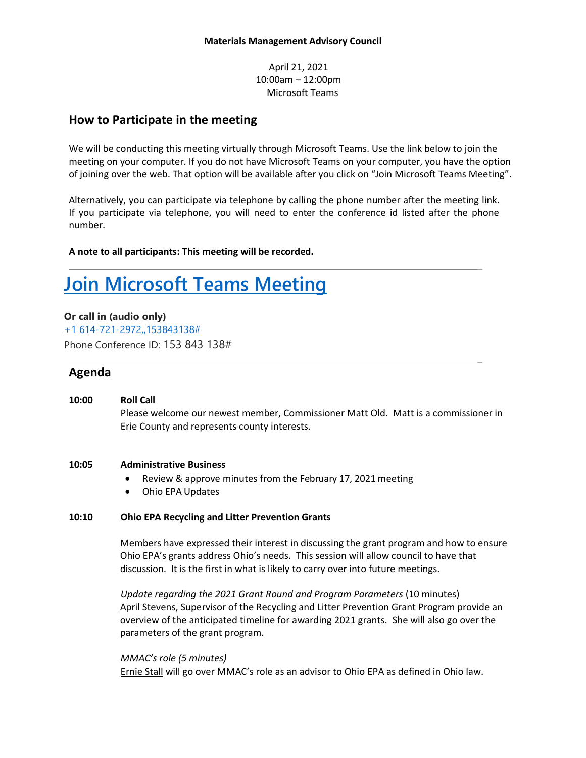**Materials Management Advisory Council**

April 21, 2021
10:00am – 12:00pm
Microsoft Teams

## How to Participate in the meeting

We will be conducting this meeting virtually through Microsoft Teams. Use the link below to join the meeting on your computer. If you do not have Microsoft Teams on your computer, you have the option of joining over the web. That option will be available after you click on "Join Microsoft Teams Meeting".

Alternatively, you can participate via telephone by calling the phone number after the meeting link. If you participate via telephone, you will need to enter the conference id listed after the phone number.

**A note to all participants: This meeting will be recorded.**

---

# Join Microsoft Teams Meeting

**Or call in (audio only)**

+1 614-721-2972,,153843138#

Phone Conference ID: 153 843 138#

---

## Agenda

**10:00 Roll Call**

Please welcome our newest member, Commissioner Matt Old. Matt is a commissioner in Erie County and represents county interests.

**10:05 Administrative Business**

- Review & approve minutes from the February 17, 2021 meeting
- Ohio EPA Updates

**10:10 Ohio EPA Recycling and Litter Prevention Grants**

Members have expressed their interest in discussing the grant program and how to ensure Ohio EPA's grants address Ohio's needs. This session will allow council to have that discussion. It is the first in what is likely to carry over into future meetings.

*Update regarding the 2021 Grant Round and Program Parameters* (10 minutes)
April Stevens, Supervisor of the Recycling and Litter Prevention Grant Program provide an overview of the anticipated timeline for awarding 2021 grants. She will also go over the parameters of the grant program.

*MMAC's role (5 minutes)*
Ernie Stall will go over MMAC's role as an advisor to Ohio EPA as defined in Ohio law.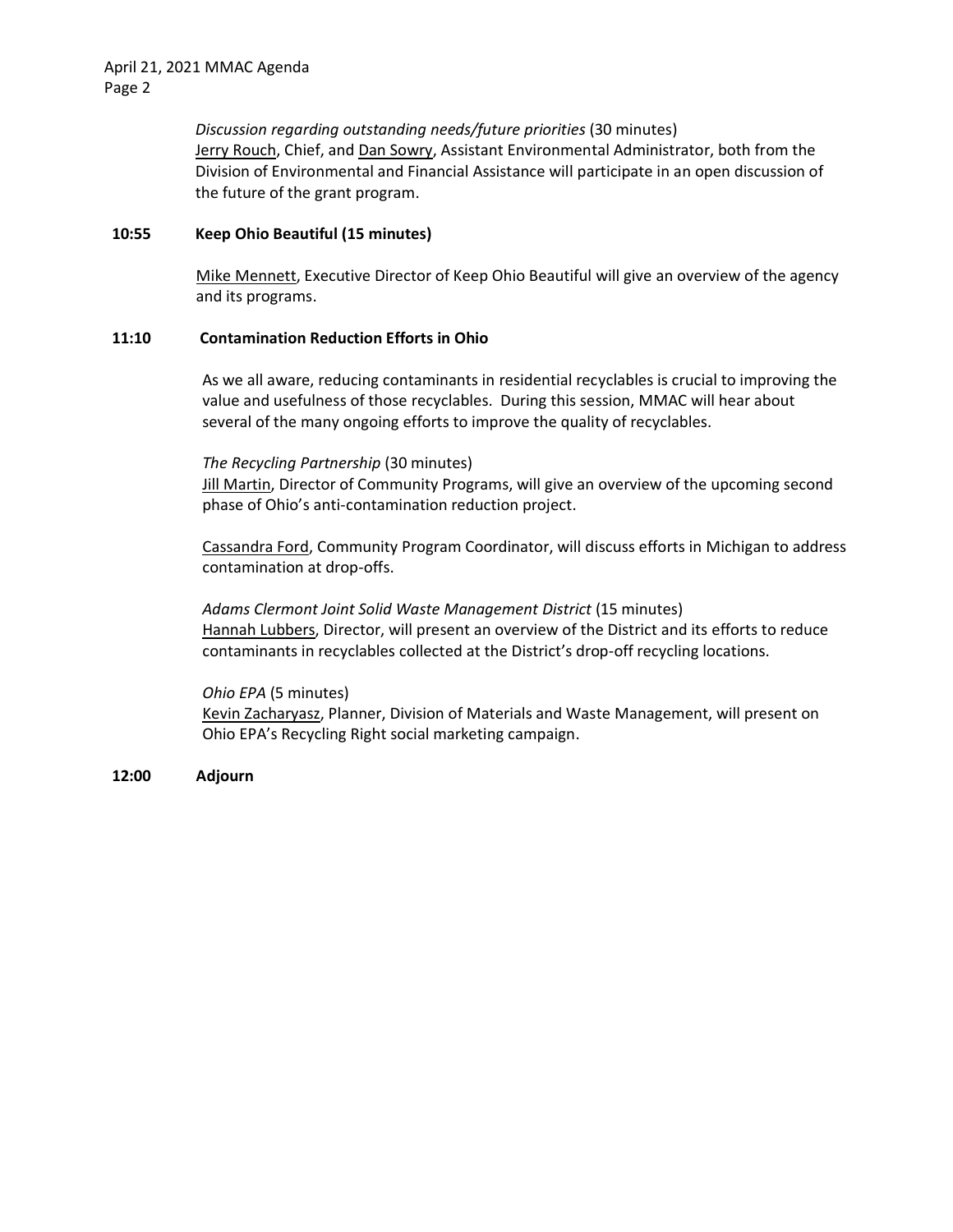*Discussion regarding outstanding needs/future priorities* (30 minutes)
Jerry Rouch, Chief, and Dan Sowry, Assistant Environmental Administrator, both from the Division of Environmental and Financial Assistance will participate in an open discussion of the future of the grant program.

**10:55 Keep Ohio Beautiful (15 minutes)**

Mike Mennett, Executive Director of Keep Ohio Beautiful will give an overview of the agency and its programs.

**11:10 Contamination Reduction Efforts in Ohio**

As we all aware, reducing contaminants in residential recyclables is crucial to improving the value and usefulness of those recyclables. During this session, MMAC will hear about several of the many ongoing efforts to improve the quality of recyclables.

*The Recycling Partnership* (30 minutes)
Jill Martin, Director of Community Programs, will give an overview of the upcoming second phase of Ohio's anti-contamination reduction project.

Cassandra Ford, Community Program Coordinator, will discuss efforts in Michigan to address contamination at drop-offs.

*Adams Clermont Joint Solid Waste Management District* (15 minutes)
Hannah Lubbers, Director, will present an overview of the District and its efforts to reduce contaminants in recyclables collected at the District's drop-off recycling locations.

*Ohio EPA* (5 minutes)
Kevin Zacharyasz, Planner, Division of Materials and Waste Management, will present on Ohio EPA's Recycling Right social marketing campaign.

**12:00 Adjourn**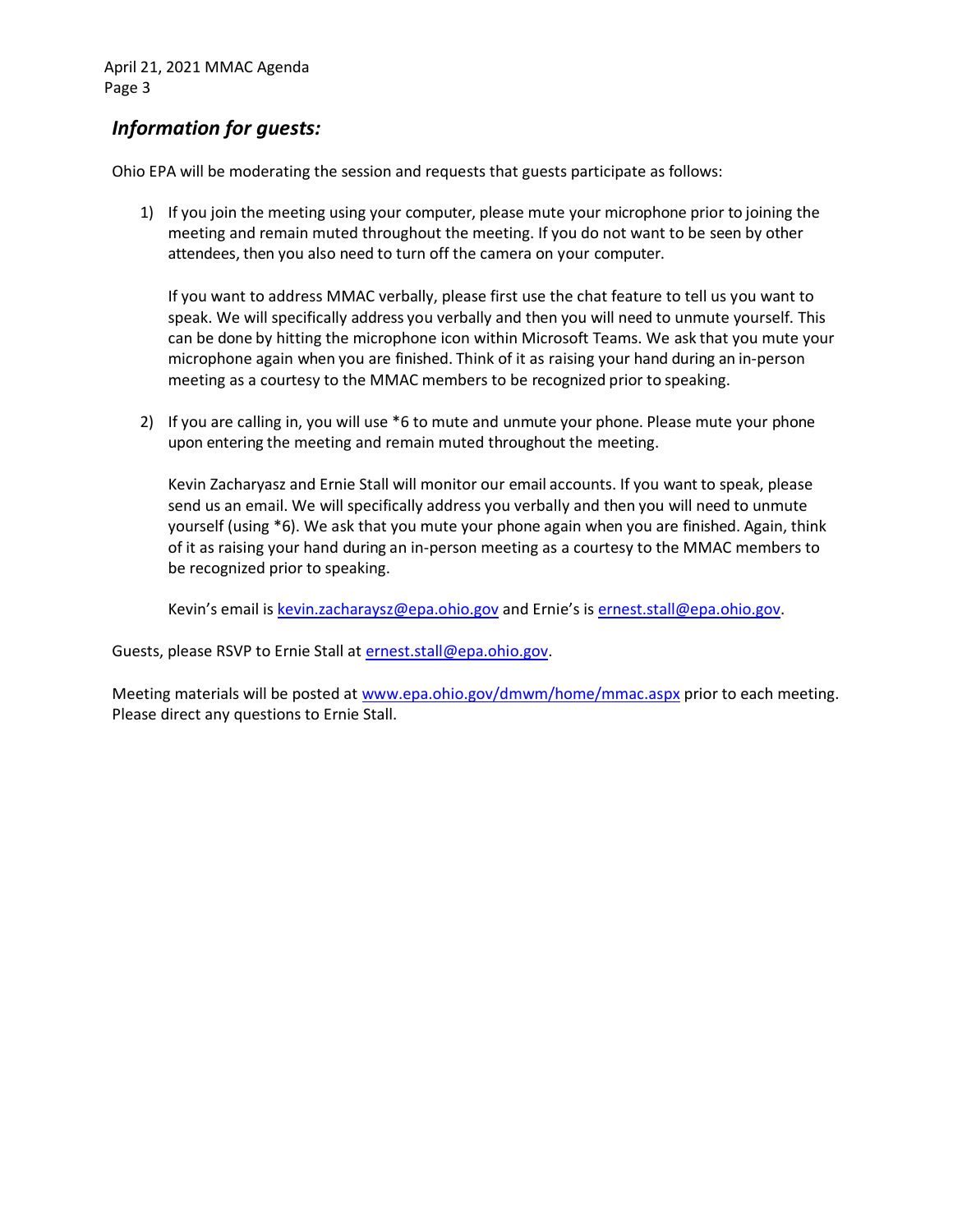## ***Information for guests:***

Ohio EPA will be moderating the session and requests that guests participate as follows:

1) If you join the meeting using your computer, please mute your microphone prior to joining the meeting and remain muted throughout the meeting. If you do not want to be seen by other attendees, then you also need to turn off the camera on your computer.

   If you want to address MMAC verbally, please first use the chat feature to tell us you want to speak. We will specifically address you verbally and then you will need to unmute yourself. This can be done by hitting the microphone icon within Microsoft Teams. We ask that you mute your microphone again when you are finished. Think of it as raising your hand during an in-person meeting as a courtesy to the MMAC members to be recognized prior to speaking.

2) If you are calling in, you will use *6 to mute and unmute your phone. Please mute your phone upon entering the meeting and remain muted throughout the meeting.

   Kevin Zacharyasz and Ernie Stall will monitor our email accounts. If you want to speak, please send us an email. We will specifically address you verbally and then you will need to unmute yourself (using *6). We ask that you mute your phone again when you are finished. Again, think of it as raising your hand during an in-person meeting as a courtesy to the MMAC members to be recognized prior to speaking.

   Kevin's email is kevin.zacharaysz@epa.ohio.gov and Ernie's is ernest.stall@epa.ohio.gov.

Guests, please RSVP to Ernie Stall at ernest.stall@epa.ohio.gov.

Meeting materials will be posted at www.epa.ohio.gov/dmwm/home/mmac.aspx prior to each meeting. Please direct any questions to Ernie Stall.